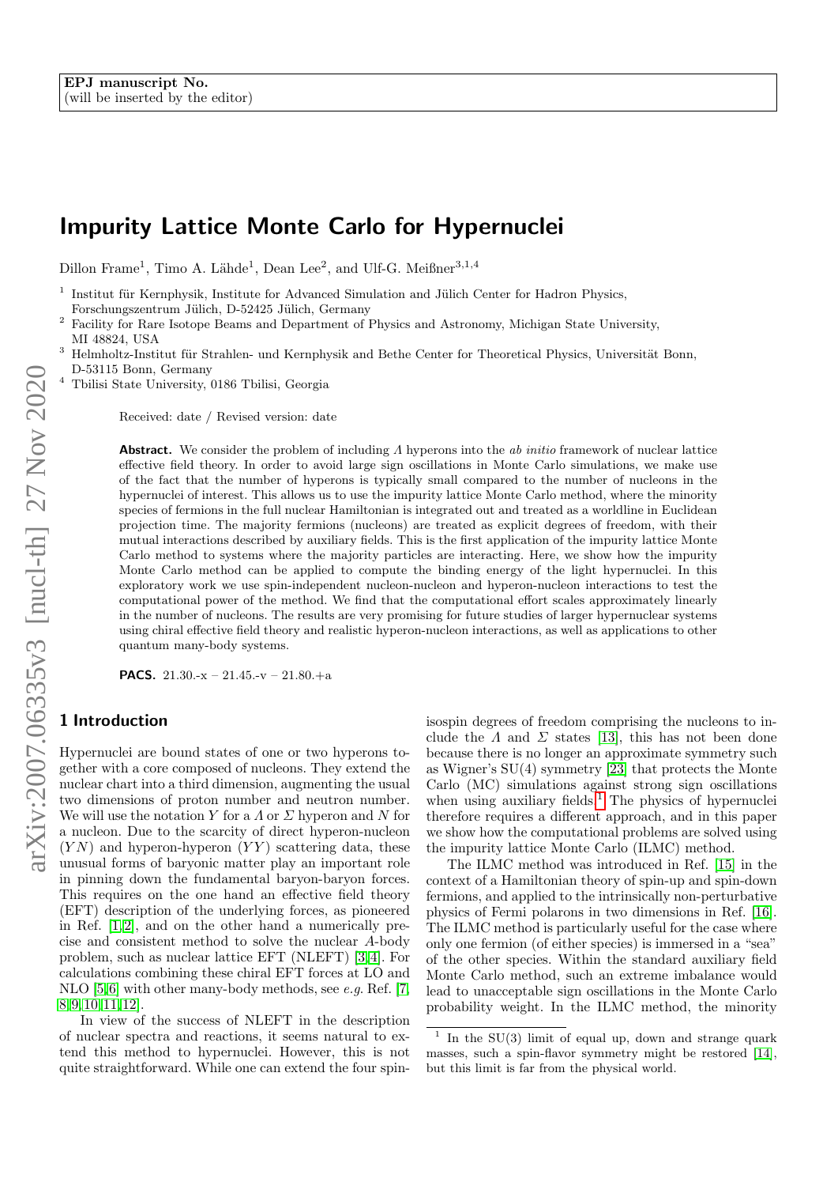EPJ manuscript No.
(will be inserted by the editor)

# Impurity Lattice Monte Carlo for Hypernuclei

Dillon Frame[1], Timo A. Lähde[1], Dean Lee[2], and Ulf-G. Meißner[3,1,4]

[1] Institut für Kernphysik, Institute for Advanced Simulation and Jülich Center for Hadron Physics, Forschungszentrum Jülich, D-52425 Jülich, Germany

[2] Facility for Rare Isotope Beams and Department of Physics and Astronomy, Michigan State University, MI 48824, USA

[3] Helmholtz-Institut für Strahlen- und Kernphysik and Bethe Center for Theoretical Physics, Universität Bonn, D-53115 Bonn, Germany

[4] Tbilisi State University, 0186 Tbilisi, Georgia

Received: date / Revised version: date

**Abstract.** We consider the problem of including $\Lambda$ hyperons into the *ab initio* framework of nuclear lattice effective field theory. In order to avoid large sign oscillations in Monte Carlo simulations, we make use of the fact that the number of hyperons is typically small compared to the number of nucleons in the hypernuclei of interest. This allows us to use the impurity lattice Monte Carlo method, where the minority species of fermions in the full nuclear Hamiltonian is integrated out and treated as a worldline in Euclidean projection time. The majority fermions (nucleons) are treated as explicit degrees of freedom, with their mutual interactions described by auxiliary fields. This is the first application of the impurity lattice Monte Carlo method to systems where the majority particles are interacting. Here, we show how the impurity Monte Carlo method can be applied to compute the binding energy of the light hypernuclei. In this exploratory work we use spin-independent nucleon-nucleon and hyperon-nucleon interactions to test the computational power of the method. We find that the computational effort scales approximately linearly in the number of nucleons. The results are very promising for future studies of larger hypernuclear systems using chiral effective field theory and realistic hyperon-nucleon interactions, as well as applications to other quantum many-body systems.

**PACS.** 21.30.-x – 21.45.-v – 21.80.+a

## 1 Introduction

Hypernuclei are bound states of one or two hyperons together with a core composed of nucleons. They extend the nuclear chart into a third dimension, augmenting the usual two dimensions of proton number and neutron number. We will use the notation $Y$ for a $\Lambda$ or $\Sigma$ hyperon and $N$ for a nucleon. Due to the scarcity of direct hyperon-nucleon ($YN$) and hyperon-hyperon ($YY$) scattering data, these unusual forms of baryonic matter play an important role in pinning down the fundamental baryon-baryon forces. This requires on the one hand an effective field theory (EFT) description of the underlying forces, as pioneered in Ref. [1,2], and on the other hand a numerically precise and consistent method to solve the nuclear $A$-body problem, such as nuclear lattice EFT (NLEFT) [3,4]. For calculations combining these chiral EFT forces at LO and NLO [5,6] with other many-body methods, see *e.g.* Ref. [7,8,9,10,11,12].

In view of the success of NLEFT in the description of nuclear spectra and reactions, it seems natural to extend this method to hypernuclei. However, this is not quite straightforward. While one can extend the four spin-isospin degrees of freedom comprising the nucleons to include the $\Lambda$ and $\Sigma$ states [13], this has not been done because there is no longer an approximate symmetry such as Wigner's SU(4) symmetry [23] that protects the Monte Carlo (MC) simulations against strong sign oscillations when using auxiliary fields.[1] The physics of hypernuclei therefore requires a different approach, and in this paper we show how the computational problems are solved using the impurity lattice Monte Carlo (ILMC) method.

The ILMC method was introduced in Ref. [15] in the context of a Hamiltonian theory of spin-up and spin-down fermions, and applied to the intrinsically non-perturbative physics of Fermi polarons in two dimensions in Ref. [16]. The ILMC method is particularly useful for the case where only one fermion (of either species) is immersed in a "sea" of the other species. Within the standard auxiliary field Monte Carlo method, such an extreme imbalance would lead to unacceptable sign oscillations in the Monte Carlo probability weight. In the ILMC method, the minority

[1] In the SU(3) limit of equal up, down and strange quark masses, such a spin-flavor symmetry might be restored [14], but this limit is far from the physical world.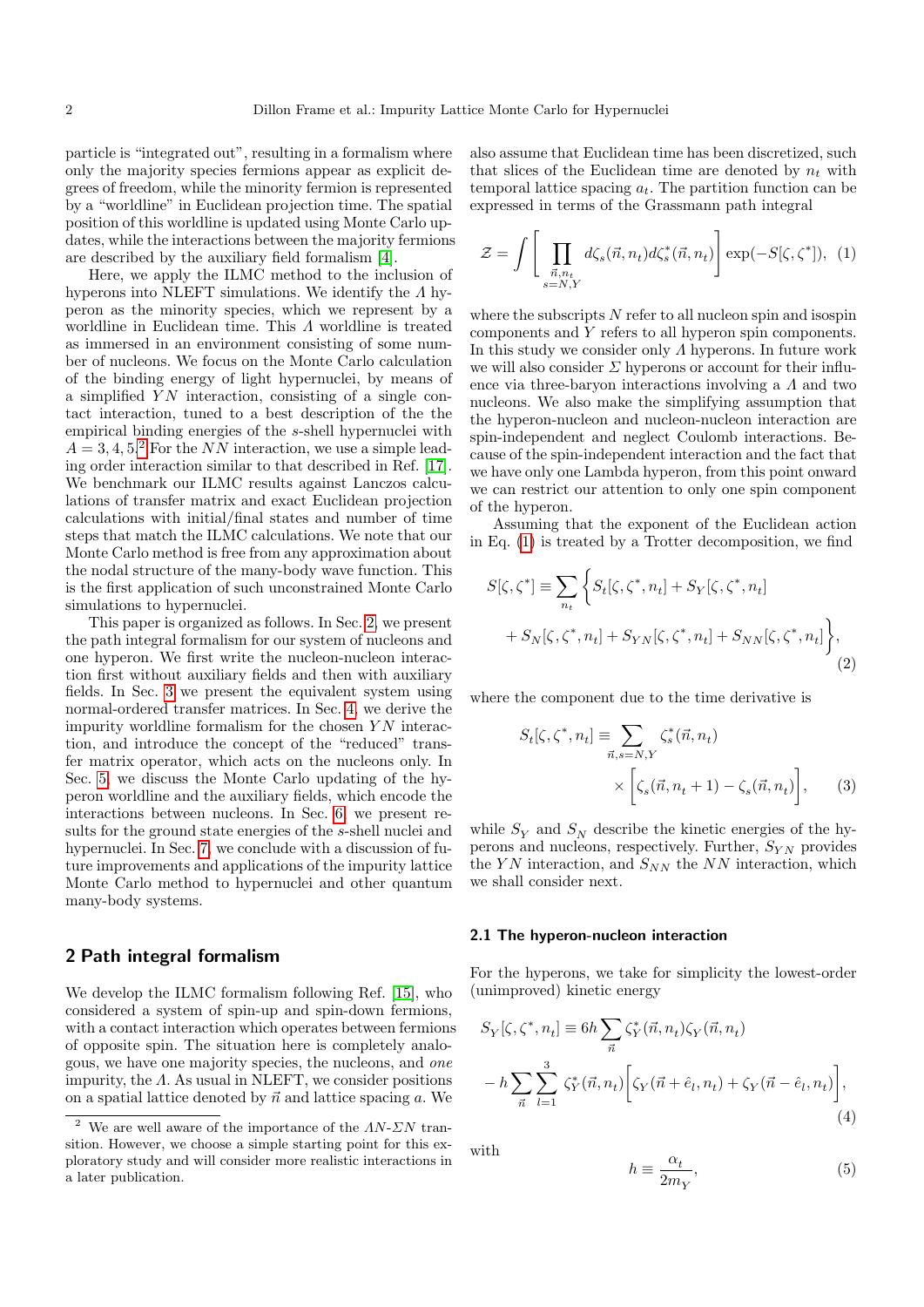particle is "integrated out", resulting in a formalism where only the majority species fermions appear as explicit degrees of freedom, while the minority fermion is represented by a "worldline" in Euclidean projection time. The spatial position of this worldline is updated using Monte Carlo updates, while the interactions between the majority fermions are described by the auxiliary field formalism [4].

Here, we apply the ILMC method to the inclusion of hyperons into NLEFT simulations. We identify the $\Lambda$ hyperon as the minority species, which we represent by a worldline in Euclidean time. This $\Lambda$ worldline is treated as immersed in an environment consisting of some number of nucleons. We focus on the Monte Carlo calculation of the binding energy of light hypernuclei, by means of a simplified $YN$ interaction, consisting of a single contact interaction, tuned to a best description of the the empirical binding energies of the $s$-shell hypernuclei with $A = 3, 4, 5$.[2] For the $NN$ interaction, we use a simple leading order interaction similar to that described in Ref. [17]. We benchmark our ILMC results against Lanczos calculations of transfer matrix and exact Euclidean projection calculations with initial/final states and number of time steps that match the ILMC calculations. We note that our Monte Carlo method is free from any approximation about the nodal structure of the many-body wave function. This is the first application of such unconstrained Monte Carlo simulations to hypernuclei.

This paper is organized as follows. In Sec. 2, we present the path integral formalism for our system of nucleons and one hyperon. We first write the nucleon-nucleon interaction first without auxiliary fields and then with auxiliary fields. In Sec. 3 we present the equivalent system using normal-ordered transfer matrices. In Sec. 4, we derive the impurity worldline formalism for the chosen $YN$ interaction, and introduce the concept of the "reduced" transfer matrix operator, which acts on the nucleons only. In Sec. 5, we discuss the Monte Carlo updating of the hyperon worldline and the auxiliary fields, which encode the interactions between nucleons. In Sec. 6, we present results for the ground state energies of the $s$-shell nuclei and hypernuclei. In Sec. 7, we conclude with a discussion of future improvements and applications of the impurity lattice Monte Carlo method to hypernuclei and other quantum many-body systems.

## 2 Path integral formalism

We develop the ILMC formalism following Ref. [15], who considered a system of spin-up and spin-down fermions, with a contact interaction which operates between fermions of opposite spin. The situation here is completely analogous, we have one majority species, the nucleons, and *one* impurity, the $\Lambda$. As usual in NLEFT, we consider positions on a spatial lattice denoted by $\vec{n}$ and lattice spacing $a$. We also assume that Euclidean time has been discretized, such that slices of the Euclidean time are denoted by $n_t$ with temporal lattice spacing $a_t$. The partition function can be expressed in terms of the Grassmann path integral

$$\mathcal{Z} = \int \left[ \prod_{\substack{\vec{n},n_t \\ s=N,Y}} d\zeta_s(\vec{n},n_t) d\zeta_s^*(\vec{n},n_t) \right] \exp(-S[\zeta,\zeta^*]), \quad (1)$$

where the subscripts $N$ refer to all nucleon spin and isospin components and $Y$ refers to all hyperon spin components. In this study we consider only $\Lambda$ hyperons. In future work we will also consider $\Sigma$ hyperons or account for their influence via three-baryon interactions involving a $\Lambda$ and two nucleons. We also make the simplifying assumption that the hyperon-nucleon and nucleon-nucleon interaction are spin-independent and neglect Coulomb interactions. Because of the spin-independent interaction and the fact that we have only one Lambda hyperon, from this point onward we can restrict our attention to only one spin component of the hyperon.

Assuming that the exponent of the Euclidean action in Eq. (1) is treated by a Trotter decomposition, we find

$$S[\zeta,\zeta^*] \equiv \sum_{n_t} \Big\{ S_t[\zeta,\zeta^*,n_t] + S_Y[\zeta,\zeta^*,n_t] + S_N[\zeta,\zeta^*,n_t] + S_{YN}[\zeta,\zeta^*,n_t] + S_{NN}[\zeta,\zeta^*,n_t] \Big\}, \quad (2)$$

where the component due to the time derivative is

$$S_t[\zeta,\zeta^*,n_t] \equiv \sum_{\vec{n},s=N,Y} \zeta_s^*(\vec{n},n_t) \times \Big[ \zeta_s(\vec{n},n_t+1) - \zeta_s(\vec{n},n_t) \Big], \quad (3)$$

while $S_Y$ and $S_N$ describe the kinetic energies of the hyperons and nucleons, respectively. Further, $S_{YN}$ provides the $YN$ interaction, and $S_{NN}$ the $NN$ interaction, which we shall consider next.

### 2.1 The hyperon-nucleon interaction

For the hyperons, we take for simplicity the lowest-order (unimproved) kinetic energy

$$S_Y[\zeta,\zeta^*,n_t] \equiv 6h \sum_{\vec{n}} \zeta_Y^*(\vec{n},n_t)\zeta_Y(\vec{n},n_t) - h \sum_{\vec{n}} \sum_{l=1}^{3} \zeta_Y^*(\vec{n},n_t) \Big[ \zeta_Y(\vec{n}+\hat{e}_l,n_t) + \zeta_Y(\vec{n}-\hat{e}_l,n_t) \Big], \quad (4)$$

with

$$h \equiv \frac{\alpha_t}{2m_Y}, \quad (5)$$

[2] We are well aware of the importance of the $\Lambda N$-$\Sigma N$ transition. However, we choose a simple starting point for this exploratory study and will consider more realistic interactions in a later publication.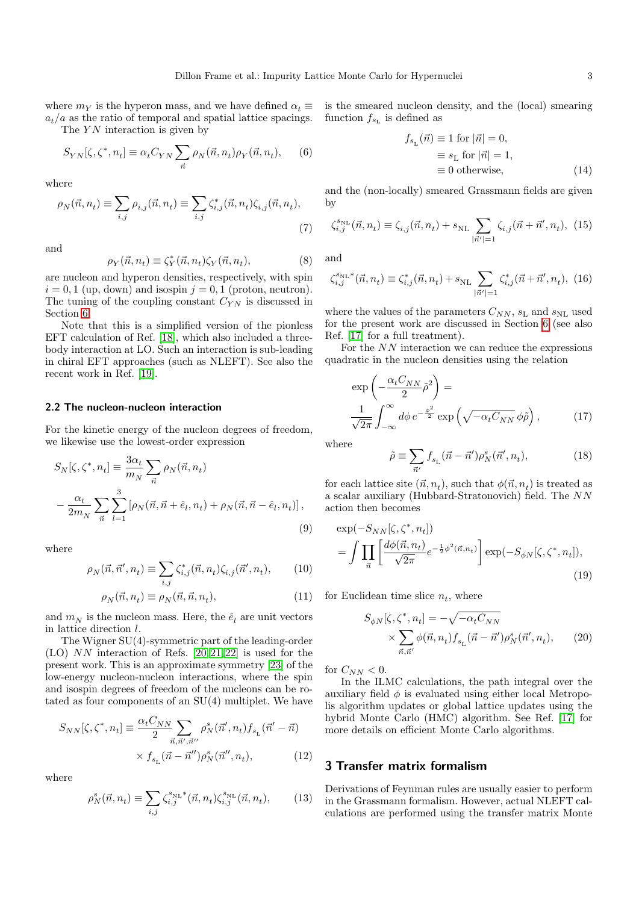where $m_Y$ is the hyperon mass, and we have defined $\alpha_t \equiv a_t/a$ as the ratio of temporal and spatial lattice spacings.

The $YN$ interaction is given by

$$S_{YN}[\zeta, \zeta^*, n_t] \equiv \alpha_t C_{YN} \sum_{\vec{n}} \rho_N(\vec{n}, n_t) \rho_Y(\vec{n}, n_t), \tag{6}$$

where

$$\rho_N(\vec{n}, n_t) \equiv \sum_{i,j} \rho_{i,j}(\vec{n}, n_t) \equiv \sum_{i,j} \zeta^*_{i,j}(\vec{n}, n_t) \zeta_{i,j}(\vec{n}, n_t), \tag{7}$$

and

$$\rho_Y(\vec{n}, n_t) \equiv \zeta^*_Y(\vec{n}, n_t) \zeta_Y(\vec{n}, n_t), \tag{8}$$

are nucleon and hyperon densities, respectively, with spin $i = 0, 1$ (up, down) and isospin $j = 0, 1$ (proton, neutron). The tuning of the coupling constant $C_{YN}$ is discussed in Section 6.

Note that this is a simplified version of the pionless EFT calculation of Ref. [18], which also included a three-body interaction at LO. Such an interaction is sub-leading in chiral EFT approaches (such as NLEFT). See also the recent work in Ref. [19].

### 2.2 The nucleon-nucleon interaction

For the kinetic energy of the nucleon degrees of freedom, we likewise use the lowest-order expression

$$S_N[\zeta, \zeta^*, n_t] \equiv \frac{3\alpha_t}{m_N} \sum_{\vec{n}} \rho_N(\vec{n}, n_t) - \frac{\alpha_t}{2m_N} \sum_{\vec{n}} \sum_{l=1}^{3} \left[\rho_N(\vec{n}, \vec{n} + \hat{e}_l, n_t) + \rho_N(\vec{n}, \vec{n} - \hat{e}_l, n_t)\right], \tag{9}$$

where

$$\rho_N(\vec{n}, \vec{n}', n_t) \equiv \sum_{i,j} \zeta^*_{i,j}(\vec{n}, n_t) \zeta_{i,j}(\vec{n}', n_t), \tag{10}$$

$$\rho_N(\vec{n}, n_t) \equiv \rho_N(\vec{n}, \vec{n}, n_t), \tag{11}$$

and $m_N$ is the nucleon mass. Here, the $\hat{e}_l$ are unit vectors in lattice direction $l$.

The Wigner SU(4)-symmetric part of the leading-order (LO) $NN$ interaction of Refs. [20,21,22] is used for the present work. This is an approximate symmetry [23] of the low-energy nucleon-nucleon interactions, where the spin and isospin degrees of freedom of the nucleons can be rotated as four components of an SU(4) multiplet. We have

$$S_{NN}[\zeta, \zeta^*, n_t] \equiv \frac{\alpha_t C_{NN}}{2} \sum_{\vec{n}, \vec{n}', \vec{n}''} \rho^s_N(\vec{n}', n_t) f_{s_L}(\vec{n}' - \vec{n}) \times f_{s_L}(\vec{n} - \vec{n}'') \rho^s_N(\vec{n}'', n_t), \tag{12}$$

where

$$\rho^s_N(\vec{n}, n_t) \equiv \sum_{i,j} \zeta^{s_{\rm NL}*}_{i,j}(\vec{n}, n_t) \zeta^{s_{\rm NL}}_{i,j}(\vec{n}, n_t), \tag{13}$$

is the smeared nucleon density, and the (local) smearing function $f_{s_L}$ is defined as

$$\begin{aligned} f_{s_L}(\vec{n}) &\equiv 1 \text{ for } |\vec{n}| = 0, \\ &\equiv s_L \text{ for } |\vec{n}| = 1, \\ &\equiv 0 \text{ otherwise}, \end{aligned} \tag{14}$$

and the (non-locally) smeared Grassmann fields are given by

$$\zeta^{s_{\rm NL}}_{i,j}(\vec{n}, n_t) \equiv \zeta_{i,j}(\vec{n}, n_t) + s_{\rm NL} \sum_{|\vec{n}'|=1} \zeta_{i,j}(\vec{n} + \vec{n}', n_t), \tag{15}$$

and

$$\zeta^{s_{\rm NL}*}_{i,j}(\vec{n}, n_t) \equiv \zeta^*_{i,j}(\vec{n}, n_t) + s_{\rm NL} \sum_{|\vec{n}'|=1} \zeta^*_{i,j}(\vec{n} + \vec{n}', n_t), \tag{16}$$

where the values of the parameters $C_{NN}$, $s_L$ and $s_{\rm NL}$ used for the present work are discussed in Section 6 (see also Ref. [17] for a full treatment).

For the $NN$ interaction we can reduce the expressions quadratic in the nucleon densities using the relation

$$\exp\left(-\frac{\alpha_t C_{NN}}{2} \tilde{\rho}^2\right) = \frac{1}{\sqrt{2\pi}} \int_{-\infty}^{\infty} d\phi \, e^{-\frac{\phi^2}{2}} \exp\left(\sqrt{-\alpha_t C_{NN}} \, \phi \tilde{\rho}\right), \tag{17}$$

where

$$\tilde{\rho} \equiv \sum_{\vec{n}'} f_{s_L}(\vec{n} - \vec{n}') \rho^s_N(\vec{n}', n_t), \tag{18}$$

for each lattice site $(\vec{n}, n_t)$, such that $\phi(\vec{n}, n_t)$ is treated as a scalar auxiliary (Hubbard-Stratonovich) field. The $NN$ action then becomes

$$\exp(-S_{NN}[\zeta, \zeta^*, n_t]) = \int \prod_{\vec{n}} \left[\frac{d\phi(\vec{n}, n_t)}{\sqrt{2\pi}} e^{-\frac{1}{2}\phi^2(\vec{n}, n_t)}\right] \exp(-S_{\phi N}[\zeta, \zeta^*, n_t]), \tag{19}$$

for Euclidean time slice $n_t$, where

$$S_{\phi N}[\zeta, \zeta^*, n_t] = -\sqrt{-\alpha_t C_{NN}} \times \sum_{\vec{n}, \vec{n}'} \phi(\vec{n}, n_t) f_{s_L}(\vec{n} - \vec{n}') \rho^s_N(\vec{n}', n_t), \tag{20}$$

for $C_{NN} < 0$.

In the ILMC calculations, the path integral over the auxiliary field $\phi$ is evaluated using either local Metropolis algorithm updates or global lattice updates using the hybrid Monte Carlo (HMC) algorithm. See Ref. [17] for more details on efficient Monte Carlo algorithms.

## 3 Transfer matrix formalism

Derivations of Feynman rules are usually easier to perform in the Grassmann formalism. However, actual NLEFT calculations are performed using the transfer matrix Monte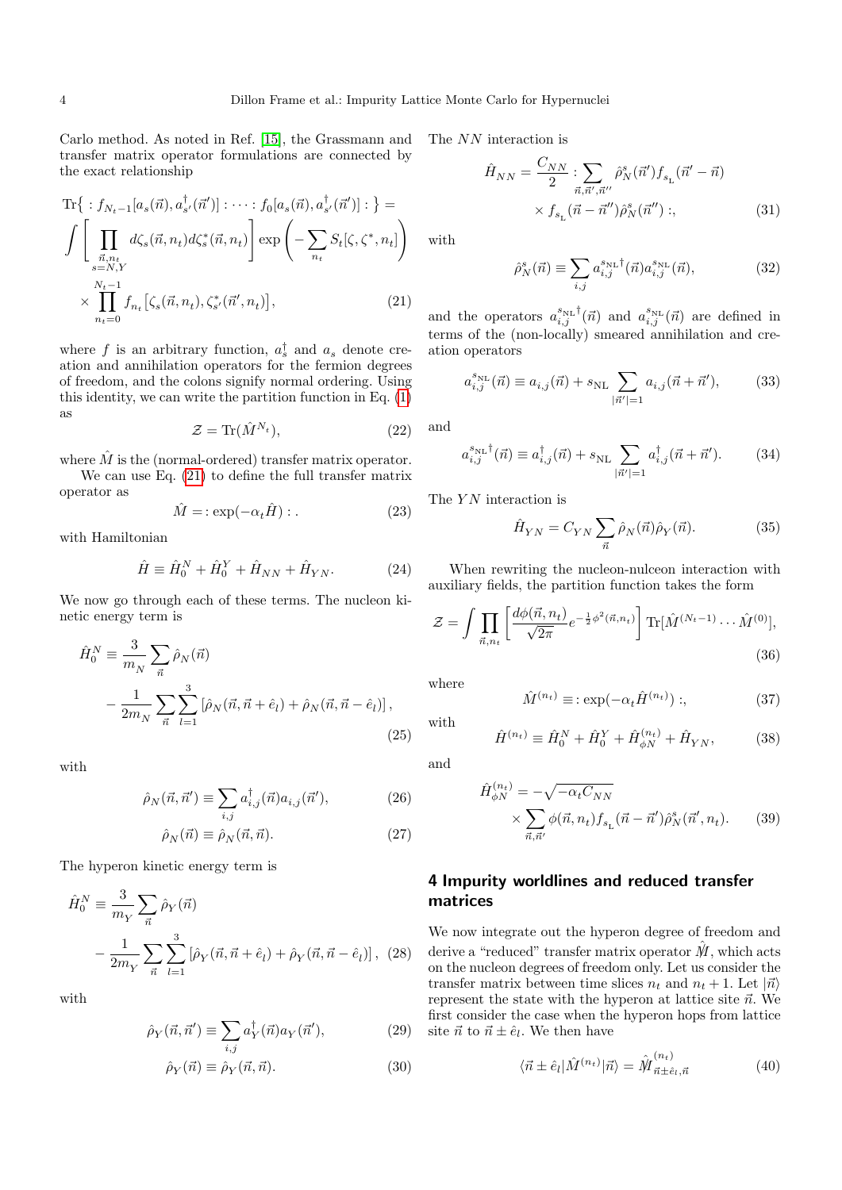Carlo method. As noted in Ref. [15], the Grassmann and transfer matrix operator formulations are connected by the exact relationship

$$\mathrm{Tr}\Big\{ : f_{N_t-1}[a_s(\vec{n}), a^{\dagger}_{s'}(\vec{n}')] : \cdots : f_0[a_s(\vec{n}), a^{\dagger}_{s'}(\vec{n}')] : \Big\} = \int \Bigg[ \prod_{\substack{\vec{n}, n_t \\ s=N,Y}} d\zeta_s(\vec{n}, n_t) d\zeta^*_s(\vec{n}, n_t) \Bigg] \exp\left( -\sum_{n_t} S_t[\zeta, \zeta^*, n_t] \right) \times \prod_{n_t=0}^{N_t-1} f_{n_t}\big[\zeta_s(\vec{n}, n_t), \zeta^*_{s'}(\vec{n}', n_t)\big], \tag{21}$$

where $f$ is an arbitrary function, $a^{\dagger}_s$ and $a_s$ denote creation and annihilation operators for the fermion degrees of freedom, and the colons signify normal ordering. Using this identity, we can write the partition function in Eq. (1) as

$$\mathcal{Z} = \mathrm{Tr}(\hat{M}^{N_t}), \tag{22}$$

where $\hat{M}$ is the (normal-ordered) transfer matrix operator.

We can use Eq. (21) to define the full transfer matrix operator as

$$\hat{M} = : \exp(-\alpha_t \hat{H}) : . \tag{23}$$

with Hamiltonian

$$\hat{H} \equiv \hat{H}^N_0 + \hat{H}^Y_0 + \hat{H}_{NN} + \hat{H}_{YN}. \tag{24}$$

We now go through each of these terms. The nucleon kinetic energy term is

$$\hat{H}^N_0 \equiv \frac{3}{m_N} \sum_{\vec{n}} \hat{\rho}_N(\vec{n}) - \frac{1}{2m_N} \sum_{\vec{n}} \sum_{l=1}^{3} \left[ \hat{\rho}_N(\vec{n}, \vec{n}+\hat{e}_l) + \hat{\rho}_N(\vec{n}, \vec{n}-\hat{e}_l) \right], \tag{25}$$

with

$$\hat{\rho}_N(\vec{n}, \vec{n}') \equiv \sum_{i,j} a^{\dagger}_{i,j}(\vec{n}) a_{i,j}(\vec{n}'), \tag{26}$$

$$\hat{\rho}_N(\vec{n}) \equiv \hat{\rho}_N(\vec{n}, \vec{n}). \tag{27}$$

The hyperon kinetic energy term is

$$\hat{H}^N_0 \equiv \frac{3}{m_Y} \sum_{\vec{n}} \hat{\rho}_Y(\vec{n}) - \frac{1}{2m_Y} \sum_{\vec{n}} \sum_{l=1}^{3} \left[ \hat{\rho}_Y(\vec{n}, \vec{n}+\hat{e}_l) + \hat{\rho}_Y(\vec{n}, \vec{n}-\hat{e}_l) \right], \tag{28}$$

with

$$\hat{\rho}_Y(\vec{n}, \vec{n}') \equiv \sum_{i,j} a^{\dagger}_Y(\vec{n}) a_Y(\vec{n}'), \tag{29}$$

$$\hat{\rho}_Y(\vec{n}) \equiv \hat{\rho}_Y(\vec{n}, \vec{n}). \tag{30}$$

The $NN$ interaction is

$$\hat{H}_{NN} = \frac{C_{NN}}{2} : \sum_{\vec{n}, \vec{n}', \vec{n}''} \hat{\rho}^s_N(\vec{n}') f_{s_{\rm L}}(\vec{n}' - \vec{n}) \times f_{s_{\rm L}}(\vec{n} - \vec{n}'') \hat{\rho}^s_N(\vec{n}'') :, \tag{31}$$

with

$$\hat{\rho}^s_N(\vec{n}) \equiv \sum_{i,j} a^{s_{\rm NL}\dagger}_{i,j}(\vec{n}) a^{s_{\rm NL}}_{i,j}(\vec{n}), \tag{32}$$

and the operators $a^{s_{\rm NL}\dagger}_{i,j}(\vec{n})$ and $a^{s_{\rm NL}}_{i,j}(\vec{n})$ are defined in terms of the (non-locally) smeared annihilation and creation operators

$$a^{s_{\rm NL}}_{i,j}(\vec{n}) \equiv a_{i,j}(\vec{n}) + s_{\rm NL} \sum_{|\vec{n}'|=1} a_{i,j}(\vec{n} + \vec{n}'), \tag{33}$$

and

$$a^{s_{\rm NL}\dagger}_{i,j}(\vec{n}) \equiv a^{\dagger}_{i,j}(\vec{n}) + s_{\rm NL} \sum_{|\vec{n}'|=1} a^{\dagger}_{i,j}(\vec{n} + \vec{n}'). \tag{34}$$

The $YN$ interaction is

$$\hat{H}_{YN} = C_{YN} \sum_{\vec{n}} \hat{\rho}_N(\vec{n}) \hat{\rho}_Y(\vec{n}). \tag{35}$$

When rewriting the nucleon-nulceon interaction with auxiliary fields, the partition function takes the form

$$\mathcal{Z} = \int \prod_{\vec{n}, n_t} \left[ \frac{d\phi(\vec{n}, n_t)}{\sqrt{2\pi}} e^{-\frac{1}{2}\phi^2(\vec{n}, n_t)} \right] \mathrm{Tr}[\hat{M}^{(N_t-1)} \cdots \hat{M}^{(0)}], \tag{36}$$

where

$$\hat{M}^{(n_t)} \equiv : \exp(-\alpha_t \hat{H}^{(n_t)}) :, \tag{37}$$

with

$$\hat{H}^{(n_t)} \equiv \hat{H}^N_0 + \hat{H}^Y_0 + \hat{H}^{(n_t)}_{\phi N} + \hat{H}_{YN}, \tag{38}$$

and

$$\hat{H}^{(n_t)}_{\phi N} = -\sqrt{-\alpha_t C_{NN}} \times \sum_{\vec{n}, \vec{n}'} \phi(\vec{n}, n_t) f_{s_{\rm L}}(\vec{n} - \vec{n}') \hat{\rho}^s_N(\vec{n}', n_t). \tag{39}$$

## 4 Impurity worldlines and reduced transfer matrices

We now integrate out the hyperon degree of freedom and derive a "reduced" transfer matrix operator $\hat{\mathcal{M}}$, which acts on the nucleon degrees of freedom only. Let us consider the transfer matrix between time slices $n_t$ and $n_t + 1$. Let $|\vec{n}\rangle$ represent the state with the hyperon at lattice site $\vec{n}$. We first consider the case when the hyperon hops from lattice site $\vec{n}$ to $\vec{n} \pm \hat{e}_l$. We then have

$$\langle \vec{n} \pm \hat{e}_l | \hat{M}^{(n_t)} | \vec{n} \rangle = \hat{\mathcal{M}}^{(n_t)}_{\vec{n} \pm \hat{e}_l, \vec{n}} \tag{40}$$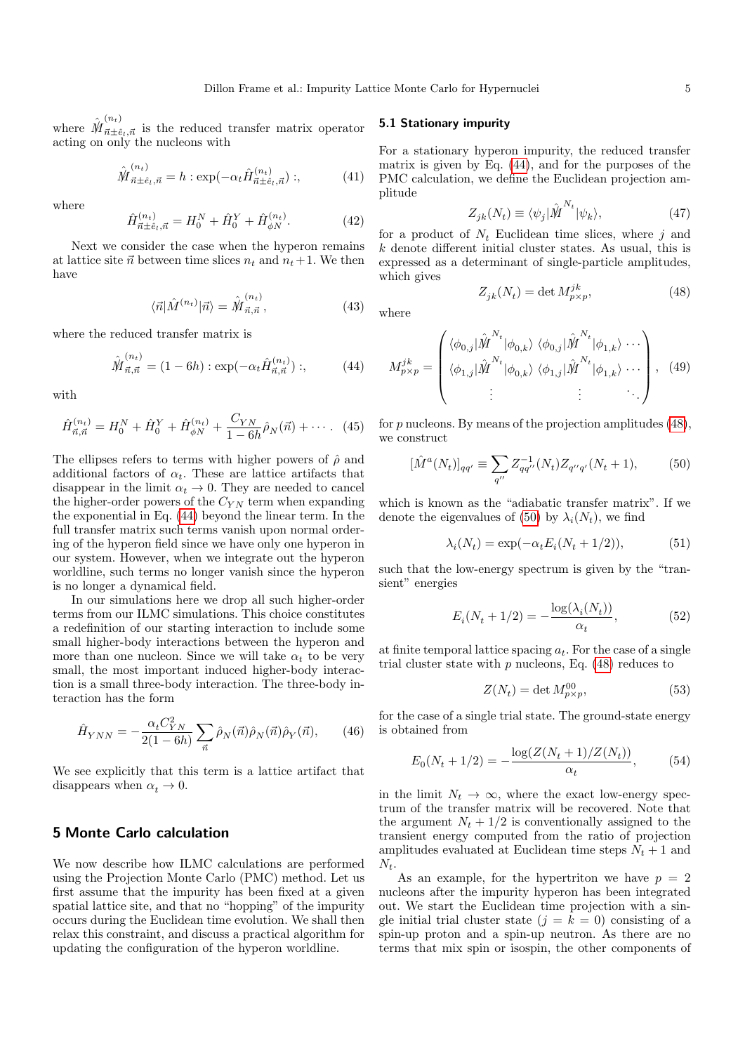where $\hat{\mathcal{M}}^{(n_t)}_{\vec{n}\pm\hat{e}_l,\vec{n}}$ is the reduced transfer matrix operator acting on only the nucleons with

$$\hat{\mathcal{M}}^{(n_t)}_{\vec{n}\pm\hat{e}_l,\vec{n}} = h : \exp(-\alpha_t \hat{H}^{(n_t)}_{\vec{n}\pm\hat{e}_l,\vec{n}}) :, \tag{41}$$

where

$$\hat{H}^{(n_t)}_{\vec{n}\pm\hat{e}_l,\vec{n}} = H_0^N + \hat{H}_0^Y + \hat{H}^{(n_t)}_{\phi N}. \tag{42}$$

Next we consider the case when the hyperon remains at lattice site $\vec{n}$ between time slices $n_t$ and $n_t+1$. We then have

$$\langle \vec{n} | \hat{M}^{(n_t)} | \vec{n} \rangle = \hat{\mathcal{M}}^{(n_t)}_{\vec{n},\vec{n}}, \tag{43}$$

where the reduced transfer matrix is

$$\hat{\mathcal{M}}^{(n_t)}_{\vec{n},\vec{n}} = (1-6h) : \exp(-\alpha_t \hat{H}^{(n_t)}_{\vec{n},\vec{n}}) :, \tag{44}$$

with

$$\hat{H}^{(n_t)}_{\vec{n},\vec{n}} = H_0^N + \hat{H}_0^Y + \hat{H}^{(n_t)}_{\phi N} + \frac{C_{YN}}{1-6h}\hat{\rho}_N(\vec{n}) + \cdots. \tag{45}$$

The ellipses refers to terms with higher powers of $\hat{\rho}$ and additional factors of $\alpha_t$. These are lattice artifacts that disappear in the limit $\alpha_t \to 0$. They are needed to cancel the higher-order powers of the $C_{YN}$ term when expanding the exponential in Eq. (44) beyond the linear term. In the full transfer matrix such terms vanish upon normal ordering of the hyperon field since we have only one hyperon in our system. However, when we integrate out the hyperon worldline, such terms no longer vanish since the hyperon is no longer a dynamical field.

In our simulations here we drop all such higher-order terms from our ILMC simulations. This choice constitutes a redefinition of our starting interaction to include some small higher-body interactions between the hyperon and more than one nucleon. Since we will take $\alpha_t$ to be very small, the most important induced higher-body interaction is a small three-body interaction. The three-body interaction has the form

$$\hat{H}_{YNN} = -\frac{\alpha_t C_{YN}^2}{2(1-6h)} \sum_{\vec{n}} \hat{\rho}_N(\vec{n})\hat{\rho}_N(\vec{n})\hat{\rho}_Y(\vec{n}), \tag{46}$$

We see explicitly that this term is a lattice artifact that disappears when $\alpha_t \to 0$.

## 5 Monte Carlo calculation

We now describe how ILMC calculations are performed using the Projection Monte Carlo (PMC) method. Let us first assume that the impurity has been fixed at a given spatial lattice site, and that no "hopping" of the impurity occurs during the Euclidean time evolution. We shall then relax this constraint, and discuss a practical algorithm for updating the configuration of the hyperon worldline.

### 5.1 Stationary impurity

For a stationary hyperon impurity, the reduced transfer matrix is given by Eq. (44), and for the purposes of the PMC calculation, we define the Euclidean projection amplitude

$$Z_{jk}(N_t) \equiv \langle \psi_j | \hat{\mathcal{M}}^{N_t} | \psi_k \rangle, \tag{47}$$

for a product of $N_t$ Euclidean time slices, where $j$ and $k$ denote different initial cluster states. As usual, this is expressed as a determinant of single-particle amplitudes, which gives

$$Z_{jk}(N_t) = \det M^{jk}_{p\times p}, \tag{48}$$

where

$$M^{jk}_{p\times p} = \begin{pmatrix} \langle \phi_{0,j} | \hat{\mathcal{M}}^{N_t} | \phi_{0,k} \rangle & \langle \phi_{0,j} | \hat{\mathcal{M}}^{N_t} | \phi_{1,k} \rangle & \cdots \\ \langle \phi_{1,j} | \hat{\mathcal{M}}^{N_t} | \phi_{0,k} \rangle & \langle \phi_{1,j} | \hat{\mathcal{M}}^{N_t} | \phi_{1,k} \rangle & \cdots \\ \vdots & \vdots & \ddots \end{pmatrix}, \tag{49}$$

for $p$ nucleons. By means of the projection amplitudes (48), we construct

$$[\hat{M}^a(N_t)]_{qq'} \equiv \sum_{q''} Z^{-1}_{qq''}(N_t) Z_{q''q'}(N_t+1), \tag{50}$$

which is known as the "adiabatic transfer matrix". If we denote the eigenvalues of (50) by $\lambda_i(N_t)$, we find

$$\lambda_i(N_t) = \exp(-\alpha_t E_i(N_t + 1/2)), \tag{51}$$

such that the low-energy spectrum is given by the "transient" energies

$$E_i(N_t + 1/2) = -\frac{\log(\lambda_i(N_t))}{\alpha_t}, \tag{52}$$

at finite temporal lattice spacing $a_t$. For the case of a single trial cluster state with $p$ nucleons, Eq. (48) reduces to

$$Z(N_t) = \det M^{00}_{p\times p}, \tag{53}$$

for the case of a single trial state. The ground-state energy is obtained from

$$E_0(N_t + 1/2) = -\frac{\log(Z(N_t+1)/Z(N_t))}{\alpha_t}, \tag{54}$$

in the limit $N_t \to \infty$, where the exact low-energy spectrum of the transfer matrix will be recovered. Note that the argument $N_t + 1/2$ is conventionally assigned to the transient energy computed from the ratio of projection amplitudes evaluated at Euclidean time steps $N_t + 1$ and $N_t$.

As an example, for the hypertriton we have $p = 2$ nucleons after the impurity hyperon has been integrated out. We start the Euclidean time projection with a single initial trial cluster state ($j = k = 0$) consisting of a spin-up proton and a spin-up neutron. As there are no terms that mix spin or isospin, the other components of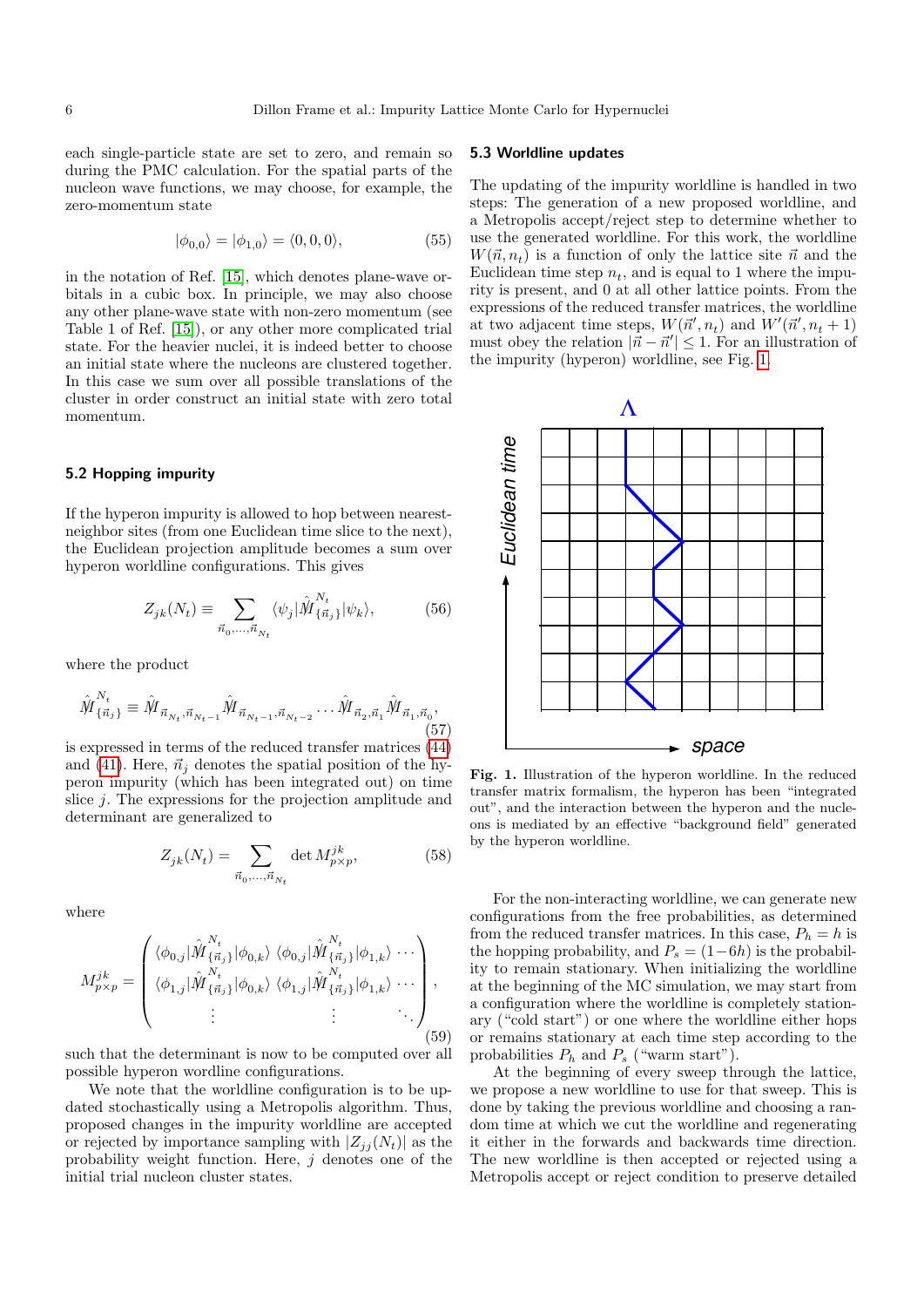each single-particle state are set to zero, and remain so during the PMC calculation. For the spatial parts of the nucleon wave functions, we may choose, for example, the zero-momentum state

$$|\phi_{0,0}\rangle = |\phi_{1,0}\rangle = \langle 0,0,0 \rangle, \tag{55}$$

in the notation of Ref. [15], which denotes plane-wave orbitals in a cubic box. In principle, we may also choose any other plane-wave state with non-zero momentum (see Table 1 of Ref. [15]), or any other more complicated trial state. For the heavier nuclei, it is indeed better to choose an initial state where the nucleons are clustered together. In this case we sum over all possible translations of the cluster in order construct an initial state with zero total momentum.

### 5.2 Hopping impurity

If the hyperon impurity is allowed to hop between nearest-neighbor sites (from one Euclidean time slice to the next), the Euclidean projection amplitude becomes a sum over hyperon worldline configurations. This gives

$$Z_{jk}(N_t) \equiv \sum_{\vec{n}_0,\ldots,\vec{n}_{N_t}} \langle \psi_j | \hat{M}^{N_t}_{\{\vec{n}_j\}} | \psi_k \rangle, \tag{56}$$

where the product

$$\hat{M}^{N_t}_{\{\vec{n}_j\}} \equiv \hat{M}_{\vec{n}_{N_t},\vec{n}_{N_t-1}} \hat{M}_{\vec{n}_{N_t-1},\vec{n}_{N_t-2}} \cdots \hat{M}_{\vec{n}_2,\vec{n}_1} \hat{M}_{\vec{n}_1,\vec{n}_0}, \tag{57}$$

is expressed in terms of the reduced transfer matrices (44) and (41). Here, $\vec{n}_j$ denotes the spatial position of the hyperon impurity (which has been integrated out) on time slice $j$. The expressions for the projection amplitude and determinant are generalized to

$$Z_{jk}(N_t) = \sum_{\vec{n}_0,\ldots,\vec{n}_{N_t}} \det M^{jk}_{p\times p}, \tag{58}$$

where

$$M^{jk}_{p\times p} = \begin{pmatrix} \langle \phi_{0,j} | \hat{M}^{N_t}_{\{\vec{n}_j\}} | \phi_{0,k} \rangle & \langle \phi_{0,j} | \hat{M}^{N_t}_{\{\vec{n}_j\}} | \phi_{1,k} \rangle & \cdots \\ \langle \phi_{1,j} | \hat{M}^{N_t}_{\{\vec{n}_j\}} | \phi_{0,k} \rangle & \langle \phi_{1,j} | \hat{M}^{N_t}_{\{\vec{n}_j\}} | \phi_{1,k} \rangle & \cdots \\ \vdots & \vdots & \ddots \end{pmatrix}, \tag{59}$$

such that the determinant is now to be computed over all possible hyperon wordline configurations.

We note that the worldline configuration is to be updated stochastically using a Metropolis algorithm. Thus, proposed changes in the impurity worldline are accepted or rejected by importance sampling with $|Z_{jj}(N_t)|$ as the probability weight function. Here, $j$ denotes one of the initial trial nucleon cluster states.

### 5.3 Worldline updates

The updating of the impurity worldline is handled in two steps: The generation of a new proposed worldline, and a Metropolis accept/reject step to determine whether to use the generated worldline. For this work, the worldline $W(\vec{n}, n_t)$ is a function of only the lattice site $\vec{n}$ and the Euclidean time step $n_t$, and is equal to 1 where the impurity is present, and 0 at all other lattice points. From the expressions of the reduced transfer matrices, the worldline at two adjacent time steps, $W(\vec{n}', n_t)$ and $W'(\vec{n}', n_t + 1)$ must obey the relation $|\vec{n} - \vec{n}'| \leq 1$. For an illustration of the impurity (hyperon) worldline, see Fig. 1.

**Fig. 1.** Illustration of the hyperon worldline. In the reduced transfer matrix formalism, the hyperon has been "integrated out", and the interaction between the hyperon and the nucleons is mediated by an effective "background field" generated by the hyperon worldline.

For the non-interacting worldline, we can generate new configurations from the free probabilities, as determined from the reduced transfer matrices. In this case, $P_h = h$ is the hopping probability, and $P_s = (1-6h)$ is the probability to remain stationary. When initializing the worldline at the beginning of the MC simulation, we may start from a configuration where the worldline is completely stationary ("cold start") or one where the worldline either hops or remains stationary at each time step according to the probabilities $P_h$ and $P_s$ ("warm start").

At the beginning of every sweep through the lattice, we propose a new worldline to use for that sweep. This is done by taking the previous worldline and choosing a random time at which we cut the worldline and regenerating it either in the forwards and backwards time direction. The new worldline is then accepted or rejected using a Metropolis accept or reject condition to preserve detailed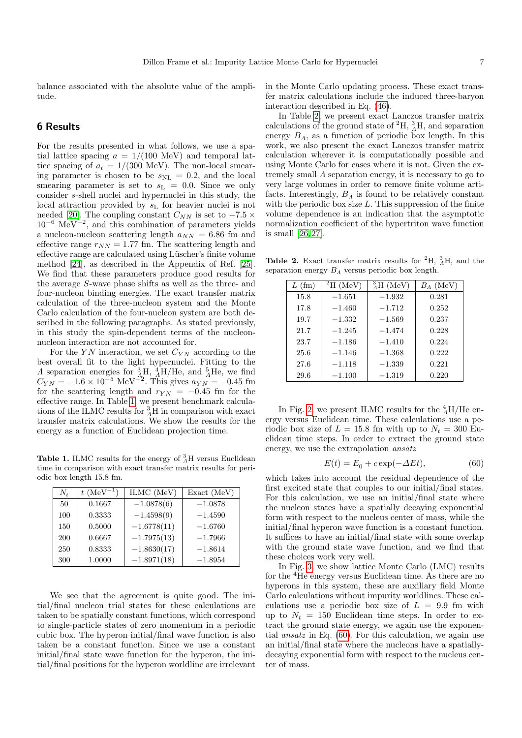balance associated with the absolute value of the amplitude.

## 6 Results

For the results presented in what follows, we use a spatial lattice spacing $a = 1/(100$ MeV) and temporal lattice spacing of $a_t = 1/(300$ MeV). The non-local smearing parameter is chosen to be $s_{\rm NL} = 0.2$, and the local smearing parameter is set to $s_{\rm L} = 0.0$. Since we only consider $s$-shell nuclei and hypernuclei in this study, the local attraction provided by $s_{\rm L}$ for heavier nuclei is not needed [20]. The coupling constant $C_{NN}$ is set to $-7.5 \times 10^{-6}$ MeV$^{-2}$, and this combination of parameters yields a nucleon-nucleon scattering length $a_{NN} = 6.86$ fm and effective range $r_{NN} = 1.77$ fm. The scattering length and effective range are calculated using Lüscher's finite volume method [24], as described in the Appendix of Ref. [25]. We find that these parameters produce good results for the average $S$-wave phase shifts as well as the three- and four-nucleon binding energies. The exact transfer matrix calculation of the three-nucleon system and the Monte Carlo calculation of the four-nucleon system are both described in the following paragraphs. As stated previously, in this study the spin-dependent terms of the nucleon-nucleon interaction are not accounted for.

For the $YN$ interaction, we set $C_{YN}$ according to the best overall fit to the light hypernuclei. Fitting to the $\Lambda$ separation energies for ${}^3_\Lambda$H, ${}^4_\Lambda$H/He, and ${}^5_\Lambda$He, we find $C_{YN} = -1.6 \times 10^{-5}$ MeV$^{-2}$. This gives $a_{YN} = -0.45$ fm for the scattering length and $r_{YN} = -0.45$ fm for the effective range. In Table 1, we present benchmark calculations of the ILMC results for ${}^3_\Lambda$H in comparison with exact transfer matrix calculations. We show the results for the energy as a function of Euclidean projection time.

**Table 1.** ILMC results for the energy of ${}^3_\Lambda$H versus Euclidean time in comparison with exact transfer matrix results for periodic box length 15.8 fm.

| $N_t$ | $t$ (MeV$^{-1}$) | ILMC (MeV) | Exact (MeV) |
|---|---|---|---|
| 50 | 0.1667 | $-1.0878(6)$ | $-1.0878$ |
| 100 | 0.3333 | $-1.4598(9)$ | $-1.4590$ |
| 150 | 0.5000 | $-1.6778(11)$ | $-1.6760$ |
| 200 | 0.6667 | $-1.7975(13)$ | $-1.7966$ |
| 250 | 0.8333 | $-1.8630(17)$ | $-1.8614$ |
| 300 | 1.0000 | $-1.8971(18)$ | $-1.8954$ |

We see that the agreement is quite good. The initial/final nucleon trial states for these calculations are taken to be spatially constant functions, which correspond to single-particle states of zero momentum in a periodic cubic box. The hyperon initial/final wave function is also taken be a constant function. Since we use a constant initial/final state wave function for the hyperon, the initial/final positions for the hyperon worldline are irrelevant in the Monte Carlo updating process. These exact transfer matrix calculations include the induced three-baryon interaction described in Eq. (46).

In Table 2, we present exact Lanczos transfer matrix calculations of the ground state of ${}^2$H, ${}^3_\Lambda$H, and separation energy $B_\Lambda$, as a function of periodic box length. In this work, we also present the exact Lanczos transfer matrix calculation wherever it is computationally possible and using Monte Carlo for cases where it is not. Given the extremely small $\Lambda$ separation energy, it is necessary to go to very large volumes in order to remove finite volume artifacts. Interestingly, $B_\Lambda$ is found to be relatively constant with the periodic box size $L$. This suppression of the finite volume dependence is an indication that the asymptotic normalization coefficient of the hypertriton wave function is small [26,27].

**Table 2.** Exact transfer matrix results for ${}^2$H, ${}^3_\Lambda$H, and the separation energy $B_\Lambda$ versus periodic box length.

| $L$ (fm) | ${}^2$H (MeV) | ${}^3_\Lambda$H (MeV) | $B_\Lambda$ (MeV) |
|---|---|---|---|
| 15.8 | $-1.651$ | $-1.932$ | 0.281 |
| 17.8 | $-1.460$ | $-1.712$ | 0.252 |
| 19.7 | $-1.332$ | $-1.569$ | 0.237 |
| 21.7 | $-1.245$ | $-1.474$ | 0.228 |
| 23.7 | $-1.186$ | $-1.410$ | 0.224 |
| 25.6 | $-1.146$ | $-1.368$ | 0.222 |
| 27.6 | $-1.118$ | $-1.339$ | 0.221 |
| 29.6 | $-1.100$ | $-1.319$ | 0.220 |

In Fig. 2, we present ILMC results for the ${}^4_\Lambda$H/He energy versus Euclidean time. These calculations use a periodic box size of $L = 15.8$ fm with up to $N_t = 300$ Euclidean time steps. In order to extract the ground state energy, we use the extrapolation *ansatz*

$$E(t) = E_0 + c \exp(-\Delta E t), \tag{60}$$

which takes into account the residual dependence of the first excited state that couples to our initial/final states. For this calculation, we use an initial/final state where the nucleon states have a spatially decaying exponential form with respect to the nucleus center of mass, while the initial/final hyperon wave function is a constant function. It suffices to have an initial/final state with some overlap with the ground state wave function, and we find that these choices work very well.

In Fig. 3, we show lattice Monte Carlo (LMC) results for the ${}^4$He energy versus Euclidean time. As there are no hyperons in this system, these are auxiliary field Monte Carlo calculations without impurity worldlines. These calculations use a periodic box size of $L = 9.9$ fm with up to $N_t = 150$ Euclidean time steps. In order to extract the ground state energy, we again use the exponential *ansatz* in Eq. (60). For this calculation, we again use an initial/final state where the nucleons have a spatially-decaying exponential form with respect to the nucleus center of mass.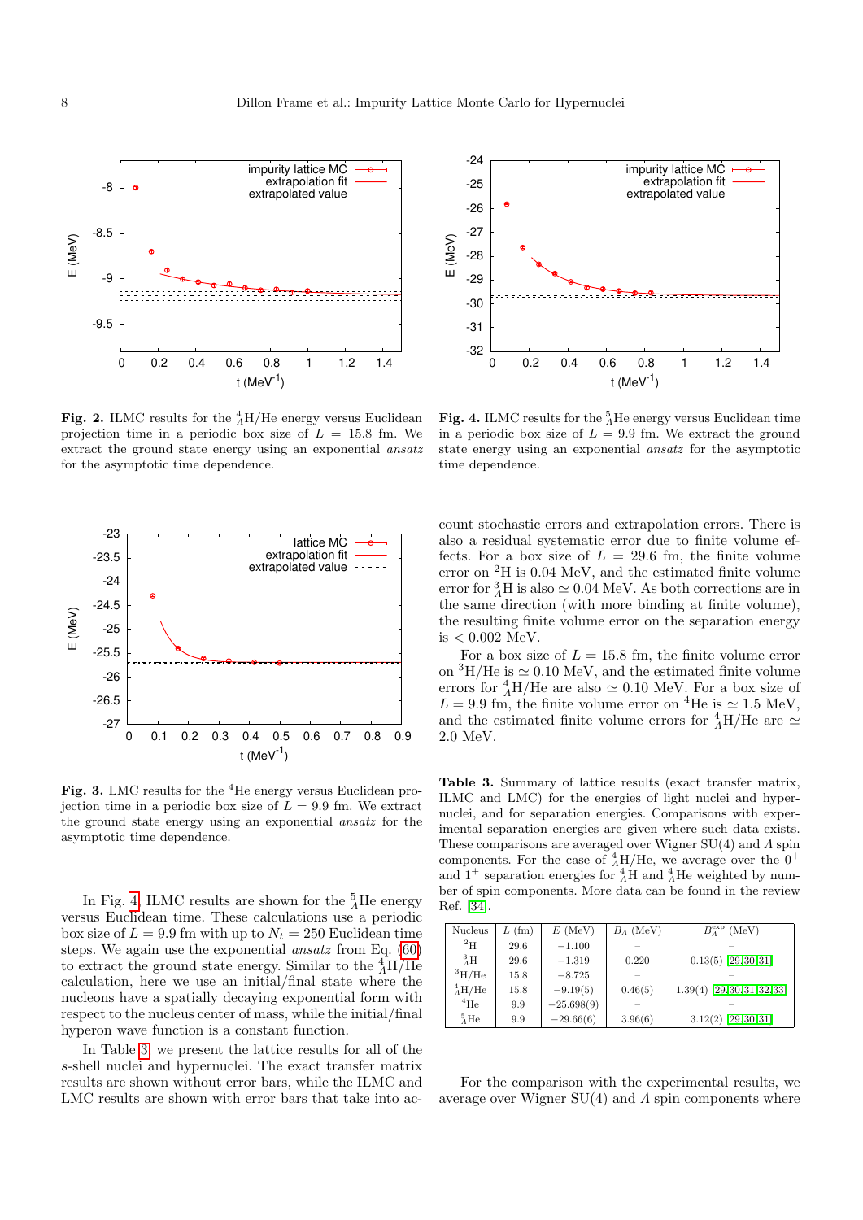**Fig. 2.** ILMC results for the ${}^4_\Lambda$H/He energy versus Euclidean projection time in a periodic box size of $L = 15.8$ fm. We extract the ground state energy using an exponential *ansatz* for the asymptotic time dependence.

**Fig. 4.** ILMC results for the ${}^5_\Lambda$He energy versus Euclidean time in a periodic box size of $L = 9.9$ fm. We extract the ground state energy using an exponential *ansatz* for the asymptotic time dependence.

**Fig. 3.** LMC results for the ${}^4$He energy versus Euclidean projection time in a periodic box size of $L = 9.9$ fm. We extract the ground state energy using an exponential *ansatz* for the asymptotic time dependence.

In Fig. 4, ILMC results are shown for the ${}^5_\Lambda$He energy versus Euclidean time. These calculations use a periodic box size of $L = 9.9$ fm with up to $N_t = 250$ Euclidean time steps. We again use the exponential *ansatz* from Eq. (60) to extract the ground state energy. Similar to the ${}^4_\Lambda$H/He calculation, here we use an initial/final state where the nucleons have a spatially decaying exponential form with respect to the nucleus center of mass, while the initial/final hyperon wave function is a constant function.

In Table 3, we present the lattice results for all of the $s$-shell nuclei and hypernuclei. The exact transfer matrix results are shown without error bars, while the ILMC and LMC results are shown with error bars that take into account stochastic errors and extrapolation errors. There is also a residual systematic error due to finite volume effects. For a box size of $L = 29.6$ fm, the finite volume error on ${}^2$H is 0.04 MeV, and the estimated finite volume error for ${}^3_\Lambda$H is also $\simeq 0.04$ MeV. As both corrections are in the same direction (with more binding at finite volume), the resulting finite volume error on the separation energy is $< 0.002$ MeV.

For a box size of $L = 15.8$ fm, the finite volume error on ${}^3$H/He is $\simeq 0.10$ MeV, and the estimated finite volume errors for ${}^4_\Lambda$H/He are also $\simeq 0.10$ MeV. For a box size of $L = 9.9$ fm, the finite volume error on ${}^4$He is $\simeq 1.5$ MeV, and the estimated finite volume errors for ${}^4_\Lambda$H/He are $\simeq 2.0$ MeV.

**Table 3.** Summary of lattice results (exact transfer matrix, ILMC and LMC) for the energies of light nuclei and hypernuclei, and for separation energies. Comparisons with experimental separation energies are given where such data exists. These comparisons are averaged over Wigner SU(4) and $\Lambda$ spin components. For the case of ${}^4_\Lambda$H/He, we average over the $0^+$ and $1^+$ separation energies for ${}^4_\Lambda$H and ${}^4_\Lambda$He weighted by number of spin components. More data can be found in the review Ref. [34].

| Nucleus | $L$ (fm) | $E$ (MeV) | $B_\Lambda$ (MeV) | $B_\Lambda^{\rm exp}$ (MeV) |
|---|---|---|---|---|
| ${}^2$H | 29.6 | $-1.100$ | – | – |
| ${}^3_\Lambda$H | 29.6 | $-1.319$ | 0.220 | 0.13(5) [29,30,31] |
| ${}^3$H/He | 15.8 | $-8.725$ | – | – |
| ${}^4_\Lambda$H/He | 15.8 | $-9.19(5)$ | 0.46(5) | 1.39(4) [29,30,31,32,33] |
| ${}^4$He | 9.9 | $-25.698(9)$ | – | – |
| ${}^5_\Lambda$He | 9.9 | $-29.66(6)$ | 3.96(6) | 3.12(2) [29,30,31] |

For the comparison with the experimental results, we average over Wigner SU(4) and $\Lambda$ spin components where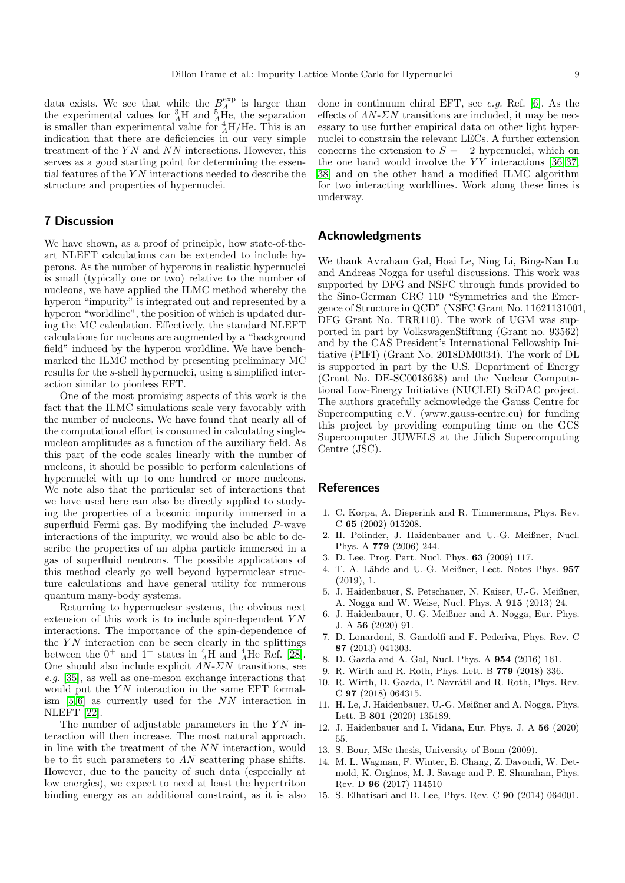data exists. We see that while the $B_\Lambda^{\rm exp}$ is larger than the experimental values for ${}^3_\Lambda$H and ${}^5_\Lambda$He, the separation is smaller than experimental value for ${}^4_\Lambda$H/He. This is an indication that there are deficiencies in our very simple treatment of the $YN$ and $NN$ interactions. However, this serves as a good starting point for determining the essential features of the $YN$ interactions needed to describe the structure and properties of hypernuclei.

## 7 Discussion

We have shown, as a proof of principle, how state-of-the-art NLEFT calculations can be extended to include hyperons. As the number of hyperons in realistic hypernuclei is small (typically one or two) relative to the number of nucleons, we have applied the ILMC method whereby the hyperon "impurity" is integrated out and represented by a hyperon "worldline", the position of which is updated during the MC calculation. Effectively, the standard NLEFT calculations for nucleons are augmented by a "background field" induced by the hyperon worldline. We have benchmarked the ILMC method by presenting preliminary MC results for the $s$-shell hypernuclei, using a simplified interaction similar to pionless EFT.

One of the most promising aspects of this work is the fact that the ILMC simulations scale very favorably with the number of nucleons. We have found that nearly all of the computational effort is consumed in calculating single-nucleon amplitudes as a function of the auxiliary field. As this part of the code scales linearly with the number of nucleons, it should be possible to perform calculations of hypernuclei with up to one hundred or more nucleons. We note also that the particular set of interactions that we have used here can also be directly applied to studying the properties of a bosonic impurity immersed in a superfluid Fermi gas. By modifying the included $P$-wave interactions of the impurity, we would also be able to describe the properties of an alpha particle immersed in a gas of superfluid neutrons. The possible applications of this method clearly go well beyond hypernuclear structure calculations and have general utility for numerous quantum many-body systems.

Returning to hypernuclear systems, the obvious next extension of this work is to include spin-dependent $YN$ interactions. The importance of the spin-dependence of the $YN$ interaction can be seen clearly in the splittings between the $0^+$ and $1^+$ states in ${}^4_\Lambda$H and ${}^4_\Lambda$He Ref. [28]. One should also include explicit $\Lambda N$-$\Sigma N$ transitions, see *e.g.* [35], as well as one-meson exchange interactions that would put the $YN$ interaction in the same EFT formalism [5,6] as currently used for the $NN$ interaction in NLEFT [22].

The number of adjustable parameters in the $YN$ interaction will then increase. The most natural approach, in line with the treatment of the $NN$ interaction, would be to fit such parameters to $\Lambda N$ scattering phase shifts. However, due to the paucity of such data (especially at low energies), we expect to need at least the hypertriton binding energy as an additional constraint, as it is also done in continuum chiral EFT, see *e.g.* Ref. [6]. As the effects of $\Lambda N$-$\Sigma N$ transitions are included, it may be necessary to use further empirical data on other light hypernuclei to constrain the relevant LECs. A further extension concerns the extension to $S = -2$ hypernuclei, which on the one hand would involve the $YY$ interactions [36,37,38] and on the other hand a modified ILMC algorithm for two interacting worldlines. Work along these lines is underway.

## Acknowledgments

We thank Avraham Gal, Hoai Le, Ning Li, Bing-Nan Lu and Andreas Nogga for useful discussions. This work was supported by DFG and NSFC through funds provided to the Sino-German CRC 110 "Symmetries and the Emergence of Structure in QCD" (NSFC Grant No. 11621131001, DFG Grant No. TRR110). The work of UGM was supported in part by VolkswagenStiftung (Grant no. 93562) and by the CAS President's International Fellowship Initiative (PIFI) (Grant No. 2018DM0034). The work of DL is supported in part by the U.S. Department of Energy (Grant No. DE-SC0018638) and the Nuclear Computational Low-Energy Initiative (NUCLEI) SciDAC project. The authors gratefully acknowledge the Gauss Centre for Supercomputing e.V. (www.gauss-centre.eu) for funding this project by providing computing time on the GCS Supercomputer JUWELS at the Jülich Supercomputing Centre (JSC).

## References

1. C. Korpa, A. Dieperink and R. Timmermans, Phys. Rev. C **65** (2002) 015208.
2. H. Polinder, J. Haidenbauer and U.-G. Meißner, Nucl. Phys. A **779** (2006) 244.
3. D. Lee, Prog. Part. Nucl. Phys. **63** (2009) 117.
4. T. A. Lähde and U.-G. Meißner, Lect. Notes Phys. **957** (2019), 1.
5. J. Haidenbauer, S. Petschauer, N. Kaiser, U.-G. Meißner, A. Nogga and W. Weise, Nucl. Phys. A **915** (2013) 24.
6. J. Haidenbauer, U.-G. Meißner and A. Nogga, Eur. Phys. J. A **56** (2020) 91.
7. D. Lonardoni, S. Gandolfi and F. Pederiva, Phys. Rev. C **87** (2013) 041303.
8. D. Gazda and A. Gal, Nucl. Phys. A **954** (2016) 161.
9. R. Wirth and R. Roth, Phys. Lett. B **779** (2018) 336.
10. R. Wirth, D. Gazda, P. Navrátil and R. Roth, Phys. Rev. C **97** (2018) 064315.
11. H. Le, J. Haidenbauer, U.-G. Meißner and A. Nogga, Phys. Lett. B **801** (2020) 135189.
12. J. Haidenbauer and I. Vidana, Eur. Phys. J. A **56** (2020) 55.
13. S. Bour, MSc thesis, University of Bonn (2009).
14. M. L. Wagman, F. Winter, E. Chang, Z. Davoudi, W. Detmold, K. Orginos, M. J. Savage and P. E. Shanahan, Phys. Rev. D **96** (2017) 114510
15. S. Elhatisari and D. Lee, Phys. Rev. C **90** (2014) 064001.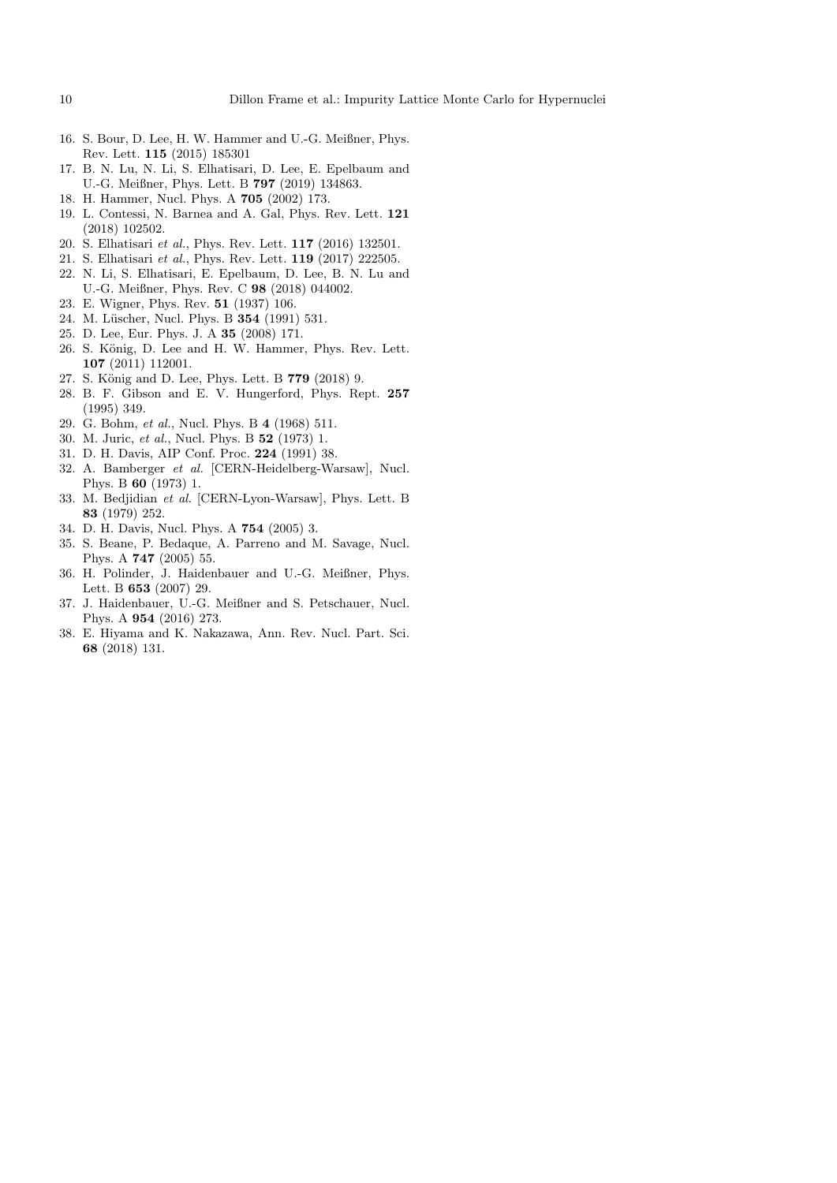16. S. Bour, D. Lee, H. W. Hammer and U.-G. Meißner, Phys. Rev. Lett. **115** (2015) 185301
17. B. N. Lu, N. Li, S. Elhatisari, D. Lee, E. Epelbaum and U.-G. Meißner, Phys. Lett. B **797** (2019) 134863.
18. H. Hammer, Nucl. Phys. A **705** (2002) 173.
19. L. Contessi, N. Barnea and A. Gal, Phys. Rev. Lett. **121** (2018) 102502.
20. S. Elhatisari *et al.*, Phys. Rev. Lett. **117** (2016) 132501.
21. S. Elhatisari *et al.*, Phys. Rev. Lett. **119** (2017) 222505.
22. N. Li, S. Elhatisari, E. Epelbaum, D. Lee, B. N. Lu and U.-G. Meißner, Phys. Rev. C **98** (2018) 044002.
23. E. Wigner, Phys. Rev. **51** (1937) 106.
24. M. Lüscher, Nucl. Phys. B **354** (1991) 531.
25. D. Lee, Eur. Phys. J. A **35** (2008) 171.
26. S. König, D. Lee and H. W. Hammer, Phys. Rev. Lett. **107** (2011) 112001.
27. S. König and D. Lee, Phys. Lett. B **779** (2018) 9.
28. B. F. Gibson and E. V. Hungerford, Phys. Rept. **257** (1995) 349.
29. G. Bohm, *et al.*, Nucl. Phys. B **4** (1968) 511.
30. M. Juric, *et al.*, Nucl. Phys. B **52** (1973) 1.
31. D. H. Davis, AIP Conf. Proc. **224** (1991) 38.
32. A. Bamberger *et al.* [CERN-Heidelberg-Warsaw], Nucl. Phys. B **60** (1973) 1.
33. M. Bedjidian *et al.* [CERN-Lyon-Warsaw], Phys. Lett. B **83** (1979) 252.
34. D. H. Davis, Nucl. Phys. A **754** (2005) 3.
35. S. Beane, P. Bedaque, A. Parreno and M. Savage, Nucl. Phys. A **747** (2005) 55.
36. H. Polinder, J. Haidenbauer and U.-G. Meißner, Phys. Lett. B **653** (2007) 29.
37. J. Haidenbauer, U.-G. Meißner and S. Petschauer, Nucl. Phys. A **954** (2016) 273.
38. E. Hiyama and K. Nakazawa, Ann. Rev. Nucl. Part. Sci. **68** (2018) 131.